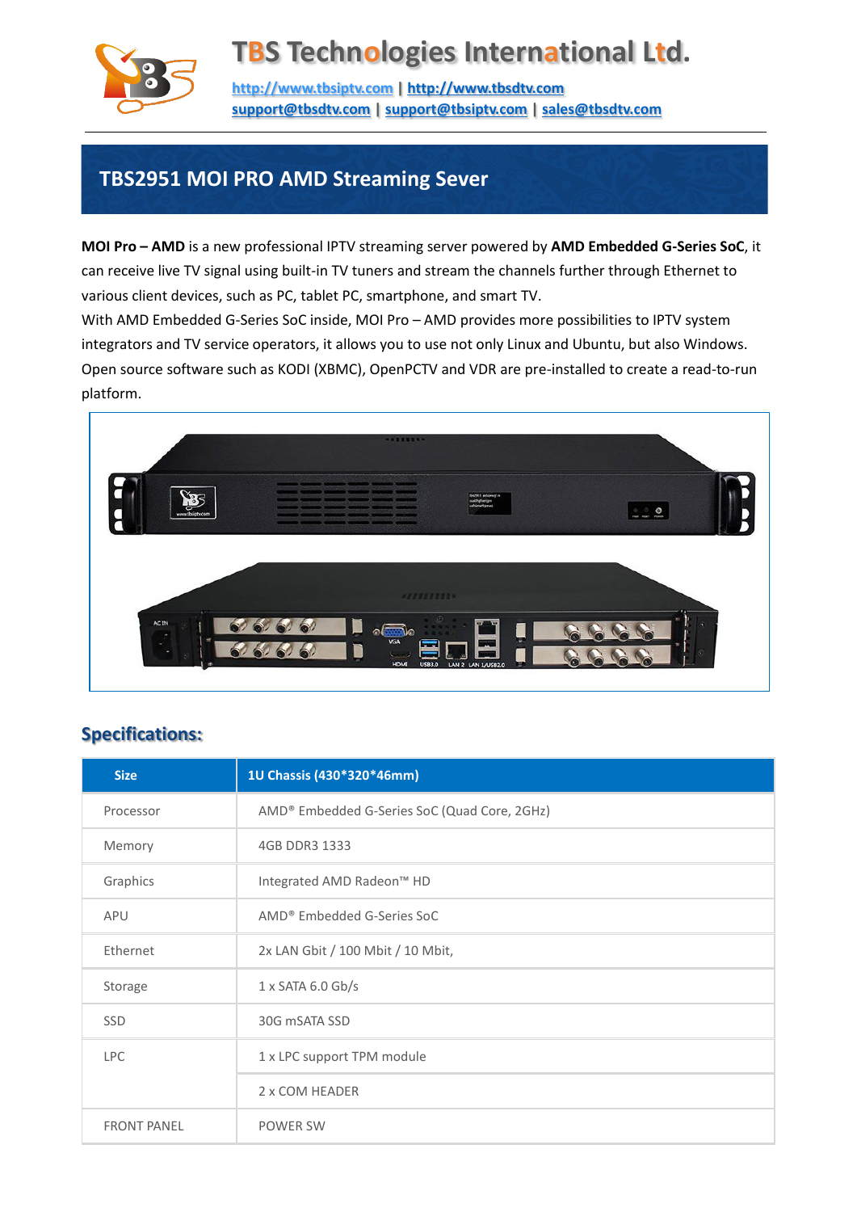# TBS Technologies International Ltd.

http://www.tbsiptv.com | http://www.tbsdtv.com
support@tbsdtv.com | support@tbsiptv.com | sales@tbsdtv.com

## TBS2951 MOI PRO AMD Streaming Sever

**MOI Pro – AMD** is a new professional IPTV streaming server powered by **AMD Embedded G-Series SoC**, it can receive live TV signal using built-in TV tuners and stream the channels further through Ethernet to various client devices, such as PC, tablet PC, smartphone, and smart TV.
With AMD Embedded G-Series SoC inside, MOI Pro – AMD provides more possibilities to IPTV system integrators and TV service operators, it allows you to use not only Linux and Ubuntu, but also Windows. Open source software such as KODI (XBMC), OpenPCTV and VDR are pre-installed to create a read-to-run platform.

## Specifications:

| Size | 1U Chassis (430*320*46mm) |
|---|---|
| Processor | AMD® Embedded G-Series SoC (Quad Core, 2GHz) |
| Memory | 4GB DDR3 1333 |
| Graphics | Integrated AMD Radeon™ HD |
| APU | AMD® Embedded G-Series SoC |
| Ethernet | 2x LAN Gbit / 100 Mbit / 10 Mbit, |
| Storage | 1 x SATA 6.0 Gb/s |
| SSD | 30G mSATA SSD |
| LPC | 1 x LPC support TPM module |
| | 2 x COM HEADER |
| FRONT PANEL | POWER SW |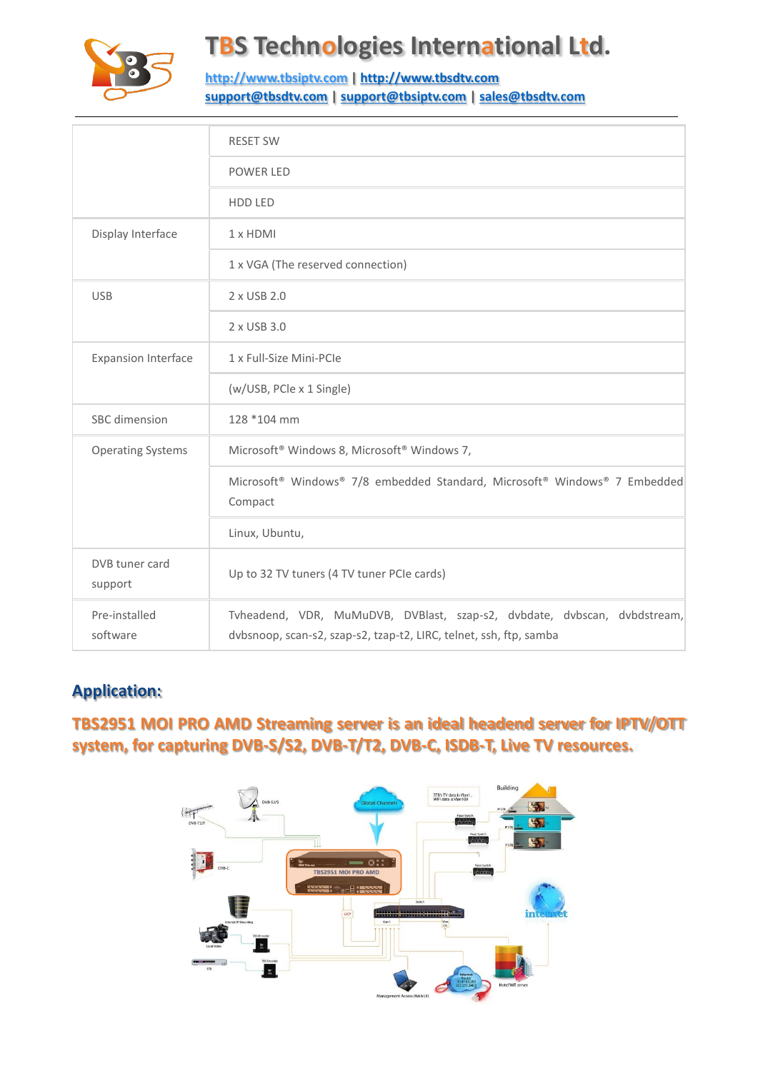| | |
|---|---|
| | RESET SW |
| | POWER LED |
| | HDD LED |
| Display Interface | 1 x HDMI |
| | 1 x VGA (The reserved connection) |
| USB | 2 x USB 2.0 |
| | 2 x USB 3.0 |
| Expansion Interface | 1 x Full-Size Mini-PCIe |
| | (w/USB, PCIe x 1 Single) |
| SBC dimension | 128 *104 mm |
| Operating Systems | Microsoft® Windows 8, Microsoft® Windows 7, |
| | Microsoft® Windows® 7/8 embedded Standard, Microsoft® Windows® 7 Embedded Compact |
| | Linux, Ubuntu, |
| DVB tuner card support | Up to 32 TV tuners (4 TV tuner PCIe cards) |
| Pre-installed software | Tvheadend, VDR, MuMuDVB, DVBlast, szap-s2, dvbdate, dvbscan, dvbdstream, dvbsnoop, scan-s2, szap-s2, tzap-t2, LIRC, telnet, ssh, ftp, samba |

## Application:

**TBS2951 MOI PRO AMD Streaming server is an ideal headend server for IPTV/OTT system, for capturing DVB-S/S2, DVB-T/T2, DVB-C, ISDB-T, Live TV resources.**